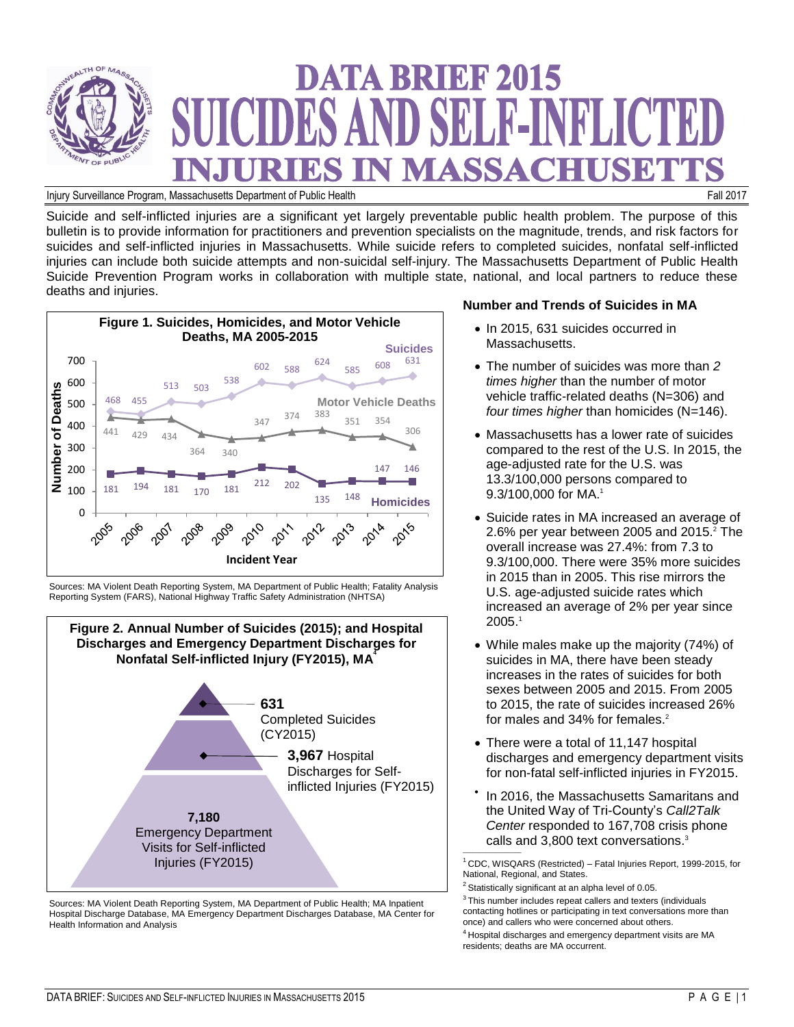# DATA BRIEF 2015
# SUICIDES AND SELF-INFLICTED INJURIES IN MASSACHUSETTS

Injury Surveillance Program, Massachusetts Department of Public Health — Fall 2017

Suicide and self-inflicted injuries are a significant yet largely preventable public health problem. The purpose of this bulletin is to provide information for practitioners and prevention specialists on the magnitude, trends, and risk factors for suicides and self-inflicted injuries in Massachusetts. While suicide refers to completed suicides, nonfatal self-inflicted injuries can include both suicide attempts and non-suicidal self-injury. The Massachusetts Department of Public Health Suicide Prevention Program works in collaboration with multiple state, national, and local partners to reduce these deaths and injuries.

**Figure 1. Suicides, Homicides, and Motor Vehicle Deaths, MA 2005-2015**

| Incident Year | Suicides | Motor Vehicle Deaths | Homicides |
|---|---|---|---|
| 2005 | 468 | 441 | 181 |
| 2006 | 455 | 429 | 194 |
| 2007 | 513 | 434 | 181 |
| 2008 | 503 | 364 | 170 |
| 2009 | 538 | 340 | 181 |
| 2010 | 602 | 347 | 212 |
| 2011 | 588 | 374 | 202 |
| 2012 | 624 | 383 | 135 |
| 2013 | 585 | 351 | 148 |
| 2014 | 608 | 354 | 147 |
| 2015 | 631 | 306 | 146 |

Sources: MA Violent Death Reporting System, MA Department of Public Health; Fatality Analysis Reporting System (FARS), National Highway Traffic Safety Administration (NHTSA)

**Figure 2. Annual Number of Suicides (2015); and Hospital Discharges and Emergency Department Discharges for Nonfatal Self-inflicted Injury (FY2015), MA[4]**

- **631** Completed Suicides (CY2015)
- **3,967** Hospital Discharges for Self-inflicted Injuries (FY2015)
- **7,180** Emergency Department Visits for Self-inflicted Injuries (FY2015)

Sources: MA Violent Death Reporting System, MA Department of Public Health; MA Inpatient Hospital Discharge Database, MA Emergency Department Discharges Database, MA Center for Health Information and Analysis

## Number and Trends of Suicides in MA

- In 2015, 631 suicides occurred in Massachusetts.
- The number of suicides was more than *2 times higher* than the number of motor vehicle traffic-related deaths (N=306) and *four times higher* than homicides (N=146).
- Massachusetts has a lower rate of suicides compared to the rest of the U.S. In 2015, the age-adjusted rate for the U.S. was 13.3/100,000 persons compared to 9.3/100,000 for MA.[1]
- Suicide rates in MA increased an average of 2.6% per year between 2005 and 2015.[2] The overall increase was 27.4%: from 7.3 to 9.3/100,000. There were 35% more suicides in 2015 than in 2005. This rise mirrors the U.S. age-adjusted suicide rates which increased an average of 2% per year since 2005.[1]
- While males make up the majority (74%) of suicides in MA, there have been steady increases in the rates of suicides for both sexes between 2005 and 2015. From 2005 to 2015, the rate of suicides increased 26% for males and 34% for females.[2]
- There were a total of 11,147 hospital discharges and emergency department visits for non-fatal self-inflicted injuries in FY2015.
- In 2016, the Massachusetts Samaritans and the United Way of Tri-County's *Call2Talk Center* responded to 167,708 crisis phone calls and 3,800 text conversations.[3]

[1] CDC, WISQARS (Restricted) – Fatal Injuries Report, 1999-2015, for National, Regional, and States.

[2] Statistically significant at an alpha level of 0.05.

[3] This number includes repeat callers and texters (individuals contacting hotlines or participating in text conversations more than once) and callers who were concerned about others.

[4] Hospital discharges and emergency department visits are MA residents; deaths are MA occurrent.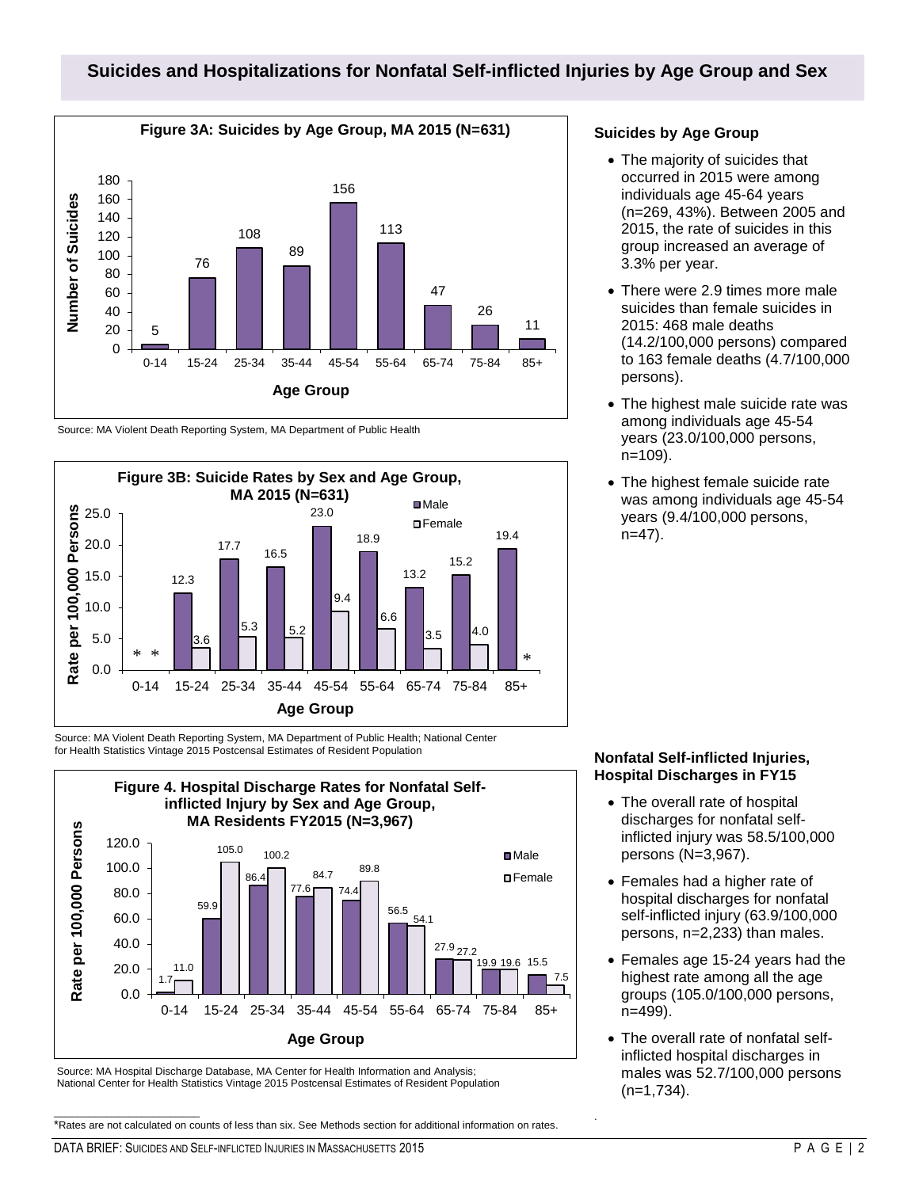## Suicides and Hospitalizations for Nonfatal Self-inflicted Injuries by Age Group and Sex

**Figure 3A: Suicides by Age Group, MA 2015 (N=631)**

| Age Group | Number of Suicides |
|---|---|
| 0-14 | 5 |
| 15-24 | 76 |
| 25-34 | 108 |
| 35-44 | 89 |
| 45-54 | 156 |
| 55-64 | 113 |
| 65-74 | 47 |
| 75-84 | 26 |
| 85+ | 11 |

Source: MA Violent Death Reporting System, MA Department of Public Health

**Figure 3B: Suicide Rates by Sex and Age Group, MA 2015 (N=631)**

| Age Group | Male (Rate per 100,000 Persons) | Female (Rate per 100,000 Persons) |
|---|---|---|
| 0-14 | * | * |
| 15-24 | 12.3 | 3.6 |
| 25-34 | 17.7 | 5.3 |
| 35-44 | 16.5 | 5.2 |
| 45-54 | 23.0 | 9.4 |
| 55-64 | 18.9 | 6.6 |
| 65-74 | 13.2 | 3.5 |
| 75-84 | 15.2 | 4.0 |
| 85+ | 19.4 | * |

Source: MA Violent Death Reporting System, MA Department of Public Health; National Center for Health Statistics Vintage 2015 Postcensal Estimates of Resident Population

**Figure 4. Hospital Discharge Rates for Nonfatal Self-inflicted Injury by Sex and Age Group, MA Residents FY2015 (N=3,967)**

| Age Group | Male (Rate per 100,000 Persons) | Female (Rate per 100,000 Persons) |
|---|---|---|
| 0-14 | 1.7 | 11.0 |
| 15-24 | 59.9 | 105.0 |
| 25-34 | 86.4 | 100.2 |
| 35-44 | 77.6 | 84.7 |
| 45-54 | 74.4 | 89.8 |
| 55-64 | 56.5 | 54.1 |
| 65-74 | 27.9 | 27.2 |
| 75-84 | 19.9 | 19.6 |
| 85+ | 15.5 | 7.5 |

Source: MA Hospital Discharge Database, MA Center for Health Information and Analysis; National Center for Health Statistics Vintage 2015 Postcensal Estimates of Resident Population

### Suicides by Age Group

- The majority of suicides that occurred in 2015 were among individuals age 45-64 years (n=269, 43%). Between 2005 and 2015, the rate of suicides in this group increased an average of 3.3% per year.
- There were 2.9 times more male suicides than female suicides in 2015: 468 male deaths (14.2/100,000 persons) compared to 163 female deaths (4.7/100,000 persons).
- The highest male suicide rate was among individuals age 45-54 years (23.0/100,000 persons, n=109).
- The highest female suicide rate was among individuals age 45-54 years (9.4/100,000 persons, n=47).

### Nonfatal Self-inflicted Injuries, Hospital Discharges in FY15

- The overall rate of hospital discharges for nonfatal self-inflicted injury was 58.5/100,000 persons (N=3,967).
- Females had a higher rate of hospital discharges for nonfatal self-inflicted injury (63.9/100,000 persons, n=2,233) than males.
- Females age 15-24 years had the highest rate among all the age groups (105.0/100,000 persons, n=499).
- The overall rate of nonfatal self-inflicted hospital discharges in males was 52.7/100,000 persons (n=1,734).

*Rates are not calculated on counts of less than six. See Methods section for additional information on rates.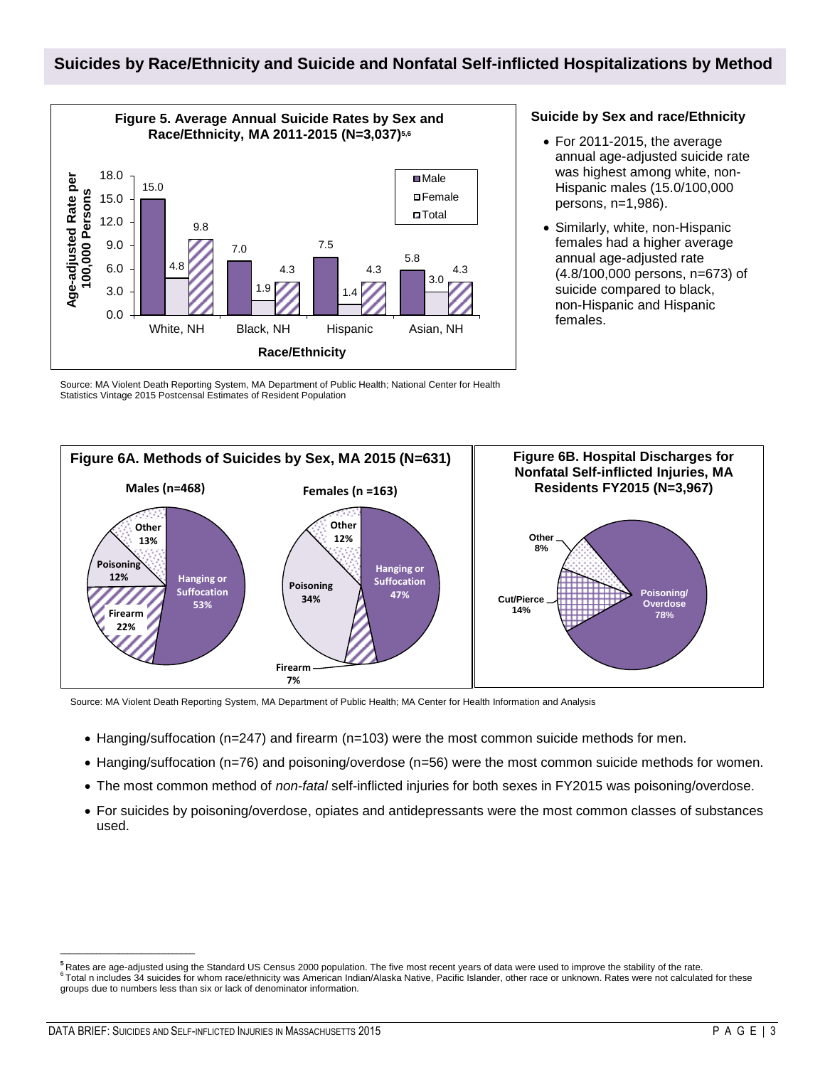## Suicides by Race/Ethnicity and Suicide and Nonfatal Self-inflicted Hospitalizations by Method

**Figure 5. Average Annual Suicide Rates by Sex and Race/Ethnicity, MA 2011-2015 (N=3,037)**[5,6]

| Race/Ethnicity | Male | Female | Total |
|---|---|---|---|
| White, NH | 15.0 | 4.8 | 9.8 |
| Black, NH | 7.0 | 1.9 | 4.3 |
| Hispanic | 7.5 | 1.4 | 4.3 |
| Asian, NH | 5.8 | 3.0 | 4.3 |

Age-adjusted Rate per 100,000 Persons

Source: MA Violent Death Reporting System, MA Department of Public Health; National Center for Health Statistics Vintage 2015 Postcensal Estimates of Resident Population

### Suicide by Sex and race/Ethnicity

- For 2011-2015, the average annual age-adjusted suicide rate was highest among white, non-Hispanic males (15.0/100,000 persons, n=1,986).
- Similarly, white, non-Hispanic females had a higher average annual age-adjusted rate (4.8/100,000 persons, n=673) of suicide compared to black, non-Hispanic and Hispanic females.

**Figure 6A. Methods of Suicides by Sex, MA 2015 (N=631)**

| Method | Males (n=468) | Females (n =163) |
|---|---|---|
| Hanging or Suffocation | 53% | 47% |
| Firearm | 22% | 7% |
| Poisoning | 12% | 34% |
| Other | 13% | 12% |

**Figure 6B. Hospital Discharges for Nonfatal Self-inflicted Injuries, MA Residents FY2015 (N=3,967)**

| Method | Percent |
|---|---|
| Poisoning/ Overdose | 78% |
| Cut/Pierce | 14% |
| Other | 8% |

Source: MA Violent Death Reporting System, MA Department of Public Health; MA Center for Health Information and Analysis

- Hanging/suffocation (n=247) and firearm (n=103) were the most common suicide methods for men.
- Hanging/suffocation (n=76) and poisoning/overdose (n=56) were the most common suicide methods for women.
- The most common method of *non-fatal* self-inflicted injuries for both sexes in FY2015 was poisoning/overdose.
- For suicides by poisoning/overdose, opiates and antidepressants were the most common classes of substances used.

---

[5] Rates are age-adjusted using the Standard US Census 2000 population. The five most recent years of data were used to improve the stability of the rate.
[6] Total n includes 34 suicides for whom race/ethnicity was American Indian/Alaska Native, Pacific Islander, other race or unknown. Rates were not calculated for these groups due to numbers less than six or lack of denominator information.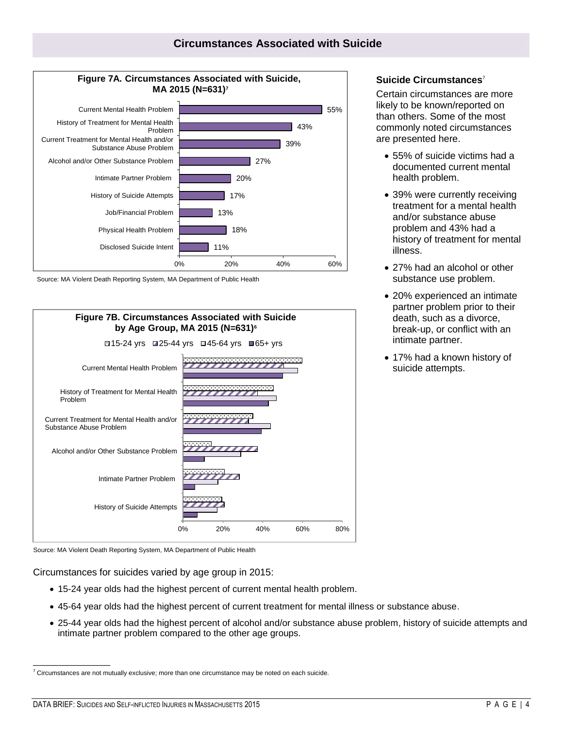## Circumstances Associated with Suicide

**Figure 7A. Circumstances Associated with Suicide, MA 2015 (N=631)[7]**

| Circumstance | Percent |
|---|---|
| Current Mental Health Problem | 55% |
| History of Treatment for Mental Health Problem | 43% |
| Current Treatment for Mental Health and/or Substance Abuse Problem | 39% |
| Alcohol and/or Other Substance Problem | 27% |
| Intimate Partner Problem | 20% |
| History of Suicide Attempts | 17% |
| Job/Financial Problem | 13% |
| Physical Health Problem | 18% |
| Disclosed Suicide Intent | 11% |

Source: MA Violent Death Reporting System, MA Department of Public Health

**Figure 7B. Circumstances Associated with Suicide by Age Group, MA 2015 (N=631)[6]**

Legend: 15-24 yrs, 25-44 yrs, 45-64 yrs, 65+ yrs

Categories: Current Mental Health Problem; History of Treatment for Mental Health Problem; Current Treatment for Mental Health and/or Substance Abuse Problem; Alcohol and/or Other Substance Problem; Intimate Partner Problem; History of Suicide Attempts

Axis: 0%, 20%, 40%, 60%, 80%

Source: MA Violent Death Reporting System, MA Department of Public Health

### Suicide Circumstances[7]

Certain circumstances are more likely to be known/reported on than others. Some of the most commonly noted circumstances are presented here.

- 55% of suicide victims had a documented current mental health problem.
- 39% were currently receiving treatment for a mental health and/or substance abuse problem and 43% had a history of treatment for mental illness.
- 27% had an alcohol or other substance use problem.
- 20% experienced an intimate partner problem prior to their death, such as a divorce, break-up, or conflict with an intimate partner.
- 17% had a known history of suicide attempts.

Circumstances for suicides varied by age group in 2015:

- 15-24 year olds had the highest percent of current mental health problem.
- 45-64 year olds had the highest percent of current treatment for mental illness or substance abuse.
- 25-44 year olds had the highest percent of alcohol and/or substance abuse problem, history of suicide attempts and intimate partner problem compared to the other age groups.

---

[7] Circumstances are not mutually exclusive; more than one circumstance may be noted on each suicide.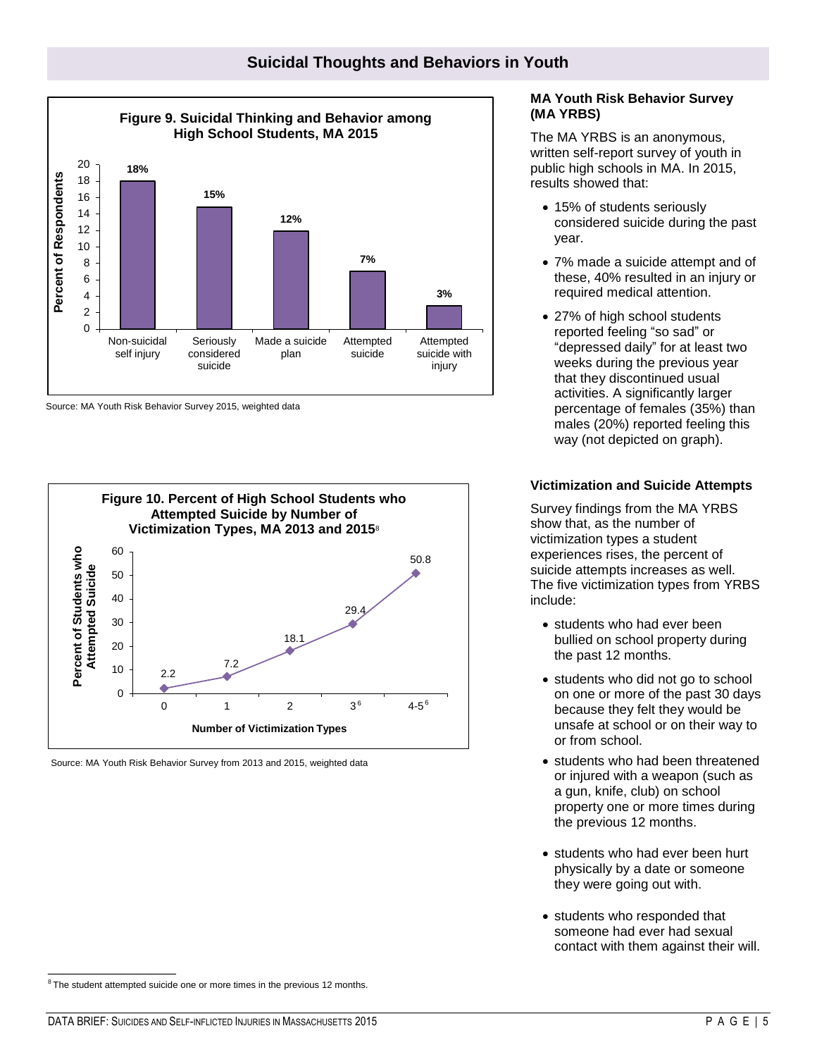## Suicidal Thoughts and Behaviors in Youth

**Figure 9. Suicidal Thinking and Behavior among High School Students, MA 2015**

| | Percent of Respondents |
|---|---|
| Non-suicidal self injury | 18% |
| Seriously considered suicide | 15% |
| Made a suicide plan | 12% |
| Attempted suicide | 7% |
| Attempted suicide with injury | 3% |

Source: MA Youth Risk Behavior Survey 2015, weighted data

**Figure 10. Percent of High School Students who Attempted Suicide by Number of Victimization Types, MA 2013 and 2015**[8]

| Number of Victimization Types | Percent of Students who Attempted Suicide |
|---|---|
| 0 | 2.2 |
| 1 | 7.2 |
| 2 | 18.1 |
| 3[6] | 29.4 |
| 4-5[6] | 50.8 |

Source: MA Youth Risk Behavior Survey from 2013 and 2015, weighted data

### MA Youth Risk Behavior Survey (MA YRBS)

The MA YRBS is an anonymous, written self-report survey of youth in public high schools in MA. In 2015, results showed that:

- 15% of students seriously considered suicide during the past year.
- 7% made a suicide attempt and of these, 40% resulted in an injury or required medical attention.
- 27% of high school students reported feeling "so sad" or "depressed daily" for at least two weeks during the previous year that they discontinued usual activities. A significantly larger percentage of females (35%) than males (20%) reported feeling this way (not depicted on graph).

### Victimization and Suicide Attempts

Survey findings from the MA YRBS show that, as the number of victimization types a student experiences rises, the percent of suicide attempts increases as well. The five victimization types from YRBS include:

- students who had ever been bullied on school property during the past 12 months.
- students who did not go to school on one or more of the past 30 days because they felt they would be unsafe at school or on their way to or from school.
- students who had been threatened or injured with a weapon (such as a gun, knife, club) on school property one or more times during the previous 12 months.
- students who had ever been hurt physically by a date or someone they were going out with.
- students who responded that someone had ever had sexual contact with them against their will.

---

[8] The student attempted suicide one or more times in the previous 12 months.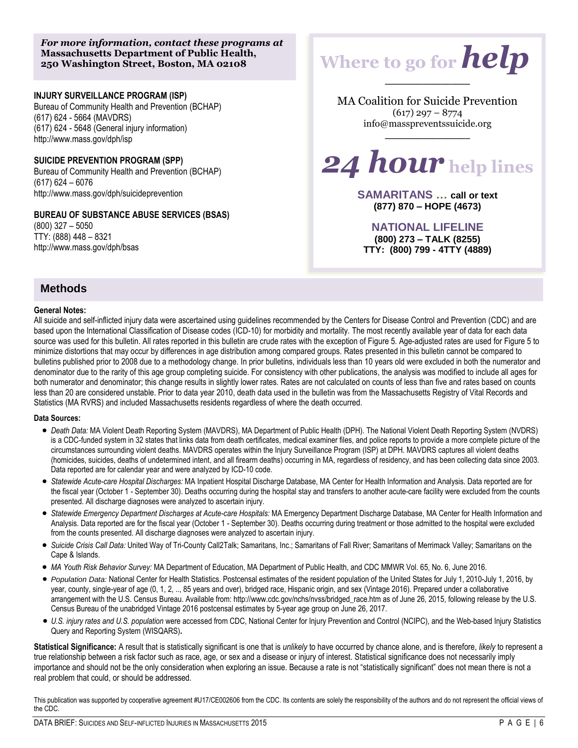***For more information, contact these programs at*** **Massachusetts Department of Public Health, 250 Washington Street, Boston, MA 02108**

**INJURY SURVEILLANCE PROGRAM (ISP)**
Bureau of Community Health and Prevention (BCHAP)
(617) 624 - 5664 (MAVDRS)
(617) 624 - 5648 (General injury information)
http://www.mass.gov/dph/isp

**SUICIDE PREVENTION PROGRAM (SPP)**
Bureau of Community Health and Prevention (BCHAP)
(617) 624 – 6076
http://www.mass.gov/dph/suicideprevention

**BUREAU OF SUBSTANCE ABUSE SERVICES (BSAS)**
(800) 327 – 5050
TTY: (888) 448 – 8321
http://www.mass.gov/dph/bsas

## Where to go for *help*

MA Coalition for Suicide Prevention
(617) 297 – 8774
info@masspreventssuicide.org

## *24 hour* help lines

**SAMARITANS … call or text**
**(877) 870 – HOPE (4673)**

**NATIONAL LIFELINE**
**(800) 273 – TALK (8255)**
**TTY: (800) 799 - 4TTY (4889)**

## Methods

**General Notes:**

All suicide and self-inflicted injury data were ascertained using guidelines recommended by the Centers for Disease Control and Prevention (CDC) and are based upon the International Classification of Disease codes (ICD-10) for morbidity and mortality. The most recently available year of data for each data source was used for this bulletin. All rates reported in this bulletin are crude rates with the exception of Figure 5. Age-adjusted rates are used for Figure 5 to minimize distortions that may occur by differences in age distribution among compared groups. Rates presented in this bulletin cannot be compared to bulletins published prior to 2008 due to a methodology change. In prior bulletins, individuals less than 10 years old were excluded in both the numerator and denominator due to the rarity of this age group completing suicide. For consistency with other publications, the analysis was modified to include all ages for both numerator and denominator; this change results in slightly lower rates. Rates are not calculated on counts of less than five and rates based on counts less than 20 are considered unstable. Prior to data year 2010, death data used in the bulletin was from the Massachusetts Registry of Vital Records and Statistics (MA RVRS) and included Massachusetts residents regardless of where the death occurred.

**Data Sources:**

- *Death Data:* MA Violent Death Reporting System (MAVDRS), MA Department of Public Health (DPH). The National Violent Death Reporting System (NVDRS) is a CDC-funded system in 32 states that links data from death certificates, medical examiner files, and police reports to provide a more complete picture of the circumstances surrounding violent deaths. MAVDRS operates within the Injury Surveillance Program (ISP) at DPH. MAVDRS captures all violent deaths (homicides, suicides, deaths of undetermined intent, and all firearm deaths) occurring in MA, regardless of residency, and has been collecting data since 2003. Data reported are for calendar year and were analyzed by ICD-10 code.
- *Statewide Acute-care Hospital Discharges:* MA Inpatient Hospital Discharge Database, MA Center for Health Information and Analysis. Data reported are for the fiscal year (October 1 - September 30). Deaths occurring during the hospital stay and transfers to another acute-care facility were excluded from the counts presented. All discharge diagnoses were analyzed to ascertain injury.
- *Statewide Emergency Department Discharges at Acute-care Hospitals:* MA Emergency Department Discharge Database, MA Center for Health Information and Analysis. Data reported are for the fiscal year (October 1 - September 30). Deaths occurring during treatment or those admitted to the hospital were excluded from the counts presented. All discharge diagnoses were analyzed to ascertain injury.
- *Suicide Crisis Call Data:* United Way of Tri-County Call2Talk; Samaritans, Inc.; Samaritans of Fall River; Samaritans of Merrimack Valley; Samaritans on the Cape & Islands.
- *MA Youth Risk Behavior Survey:* MA Department of Education, MA Department of Public Health, and CDC MMWR Vol. 65, No. 6, June 2016.
- *Population Data:* National Center for Health Statistics. Postcensal estimates of the resident population of the United States for July 1, 2010-July 1, 2016, by year, county, single-year of age (0, 1, 2, .., 85 years and over), bridged race, Hispanic origin, and sex (Vintage 2016). Prepared under a collaborative arrangement with the U.S. Census Bureau. Available from: http://www.cdc.gov/nchs/nvss/bridged_race.htm as of June 26, 2015, following release by the U.S. Census Bureau of the unabridged Vintage 2016 postcensal estimates by 5-year age group on June 26, 2017.
- *U.S. injury rates and U.S. population* were accessed from CDC, National Center for Injury Prevention and Control (NCIPC), and the Web-based Injury Statistics Query and Reporting System (WISQARS)**.**

**Statistical Significance:** A result that is statistically significant is one that is *unlikely* to have occurred by chance alone, and is therefore, *likely* to represent a true relationship between a risk factor such as race, age, or sex and a disease or injury of interest. Statistical significance does not necessarily imply importance and should not be the only consideration when exploring an issue. Because a rate is not "statistically significant" does not mean there is not a real problem that could, or should be addressed.

This publication was supported by cooperative agreement #U17/CE002606 from the CDC. Its contents are solely the responsibility of the authors and do not represent the official views of the CDC.